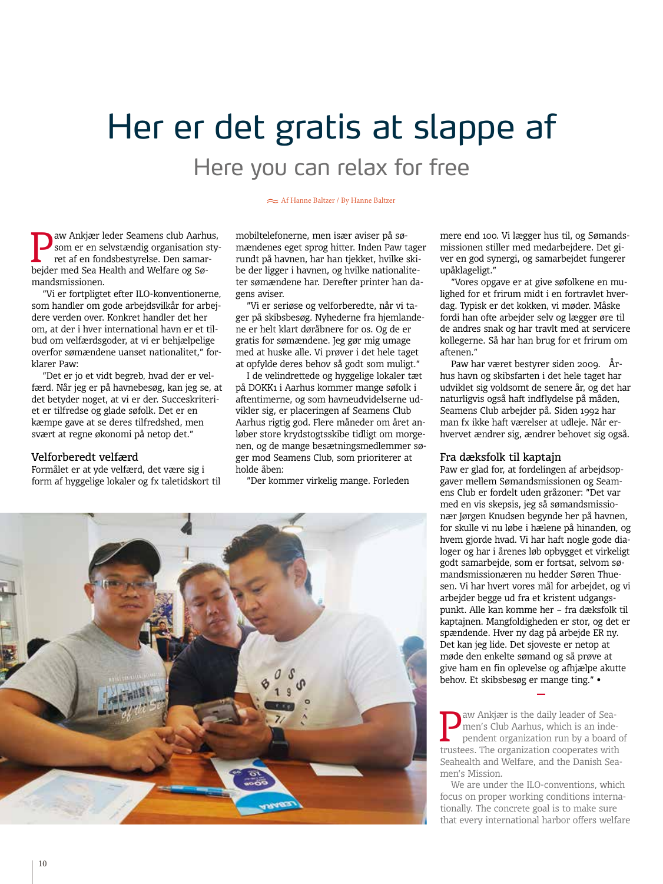# Her er det gratis at slappe af

## Here you can relax for free

Af Hanne Baltzer / By Hanne Baltzer

Paw Ankjær leder Seamens club Aarhus, som er en selvstændig organisation styret af en fondsbestyrelse. Den samarbejder med Sea Health and Welfare og Sømandsmissionen.

"Vi er fortpligtet efter ILO-konventionerne, som handler om gode arbejdsvilkår for arbejdere verden over. Konkret handler det her om, at der i hver international havn er et tilbud om velfærdsgoder, at vi er behjælpelige overfor sømændene uanset nationalitet," forklarer Paw:

"Det er jo et vidt begreb, hvad der er velfærd. Når jeg er på havnebesøg, kan jeg se, at det betyder noget, at vi er der. Succeskriteriet er tilfredse og glade søfolk. Det er en kæmpe gave at se deres tilfredshed, men svært at regne økonomi på netop det."

### Velforberedt velfærd

Formålet er at yde velfærd, det være sig i form af hyggelige lokaler og fx taletidskort til mobiltelefonerne, men især aviser på sømændenes eget sprog hitter. Inden Paw tager rundt på havnen, har han tjekket, hvilke skibe der ligger i havnen, og hvilke nationaliteter sømændene har. Derefter printer han dagens aviser.

"Vi er seriøse og velforberedte, når vi tager på skibsbesøg. Nyhederne fra hjemlandene er helt klart døråbnere for os. Og de er gratis for sømændene. Jeg gør mig umage med at huske alle. Vi prøver i det hele taget at opfylde deres behov så godt som muligt."

I de velindrettede og hyggelige lokaler tæt på DOKK1 i Aarhus kommer mange søfolk i aftentimerne, og som havneudvidelserne udvikler sig, er placeringen af Seamens Club Aarhus rigtig god. Flere måneder om året anløber store krydstogtsskibe tidligt om morgenen, og de mange besætningsmedlemmer søger mod Seamens Club, som prioriterer at holde åben:

"Der kommer virkelig mange. Forleden mere end 100. Vi lægger hus til, og Sømandsmissionen stiller med medarbejdere. Det giver en god synergi, og samarbejdet fungerer upåklageligt."

"Vores opgave er at give søfolkene en mulighed for et frirum midt i en fortravlet hverdag. Typisk er det kokken, vi møder. Måske fordi han ofte arbejder selv og lægger øre til de andres snak og har travlt med at servicere kollegerne. Så har han brug for et frirum om aftenen."

Paw har været bestyrer siden 2009. Århus havn og skibsfarten i det hele taget har udviklet sig voldsomt de senere år, og det har naturligvis også haft indflydelse på måden, Seamens Club arbejder på. Siden 1992 har man fx ikke haft værelser at udleje. Når erhvervet ændrer sig, ændrer behovet sig også.

### Fra dæksfolk til kaptajn

Paw er glad for, at fordelingen af arbejdsopgaver mellem Sømandsmissionen og Seamens Club er fordelt uden gråzoner: "Det var med en vis skepsis, jeg så sømandsmissionær Jørgen Knudsen begynde her på havnen, for skulle vi nu løbe i hælene på hinanden, og hvem gjorde hvad. Vi har haft nogle gode dialoger og har i årenes løb opbygget et virkeligt godt samarbejde, som er fortsat, selvom sømandsmissionæren nu hedder Søren Thuesen. Vi har hvert vores mål for arbejdet, og vi arbejder begge ud fra et kristent udgangspunkt. Alle kan komme her – fra dæksfolk til kaptajnen. Mangfoldigheden er stor, og det er spændende. Hver ny dag på arbejde ER ny. Det kan jeg lide. Det sjoveste er netop at møde den enkelte sømand og så prøve at give ham en fin oplevelse og afhjælpe akutte behov. Et skibsbesøg er mange ting." •

---

Paw Ankjær is the daily leader of Seamen's Club Aarhus, which is an independent organization run by a board of trustees. The organization cooperates with Seahealth and Welfare, and the Danish Seamen's Mission.

We are under the ILO-conventions, which focus on proper working conditions internationally. The concrete goal is to make sure that every international harbor offers welfare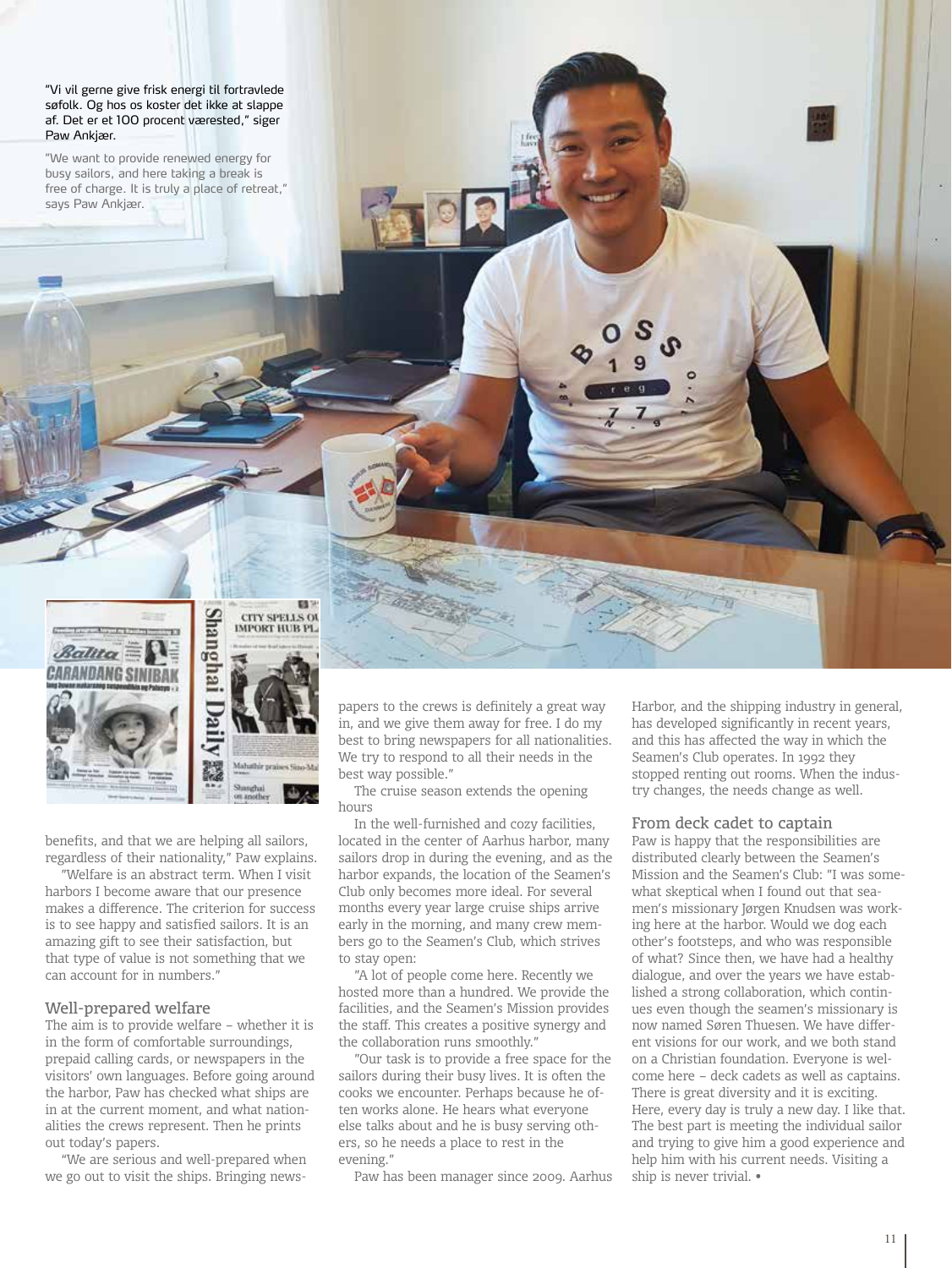"Vi vil gerne give frisk energi til fortravlede søfolk. Og hos os koster det ikke at slappe af. Det er et 100 procent værested," siger Paw Ankjær.

"We want to provide renewed energy for busy sailors, and here taking a break is free of charge. It is truly a place of retreat," says Paw Ankjær.

benefits, and that we are helping all sailors, regardless of their nationality," Paw explains.

"Welfare is an abstract term. When I visit harbors I become aware that our presence makes a difference. The criterion for success is to see happy and satisfied sailors. It is an amazing gift to see their satisfaction, but that type of value is not something that we can account for in numbers."

## Well-prepared welfare

The aim is to provide welfare – whether it is in the form of comfortable surroundings, prepaid calling cards, or newspapers in the visitors' own languages. Before going around the harbor, Paw has checked what ships are in at the current moment, and what nationalities the crews represent. Then he prints out today's papers.

"We are serious and well-prepared when we go out to visit the ships. Bringing newspapers to the crews is definitely a great way in, and we give them away for free. I do my best to bring newspapers for all nationalities. We try to respond to all their needs in the best way possible."

The cruise season extends the opening hours

In the well-furnished and cozy facilities, located in the center of Aarhus harbor, many sailors drop in during the evening, and as the harbor expands, the location of the Seamen's Club only becomes more ideal. For several months every year large cruise ships arrive early in the morning, and many crew members go to the Seamen's Club, which strives to stay open:

"A lot of people come here. Recently we hosted more than a hundred. We provide the facilities, and the Seamen's Mission provides the staff. This creates a positive synergy and the collaboration runs smoothly."

"Our task is to provide a free space for the sailors during their busy lives. It is often the cooks we encounter. Perhaps because he often works alone. He hears what everyone else talks about and he is busy serving others, so he needs a place to rest in the evening."

Paw has been manager since 2009. Aarhus Harbor, and the shipping industry in general, has developed significantly in recent years, and this has affected the way in which the Seamen's Club operates. In 1992 they stopped renting out rooms. When the industry changes, the needs change as well.

## From deck cadet to captain

Paw is happy that the responsibilities are distributed clearly between the Seamen's Mission and the Seamen's Club: "I was somewhat skeptical when I found out that seamen's missionary Jørgen Knudsen was working here at the harbor. Would we dog each other's footsteps, and who was responsible of what? Since then, we have had a healthy dialogue, and over the years we have established a strong collaboration, which continues even though the seamen's missionary is now named Søren Thuesen. We have different visions for our work, and we both stand on a Christian foundation. Everyone is welcome here – deck cadets as well as captains. There is great diversity and it is exciting. Here, every day is truly a new day. I like that. The best part is meeting the individual sailor and trying to give him a good experience and help him with his current needs. Visiting a ship is never trivial. •